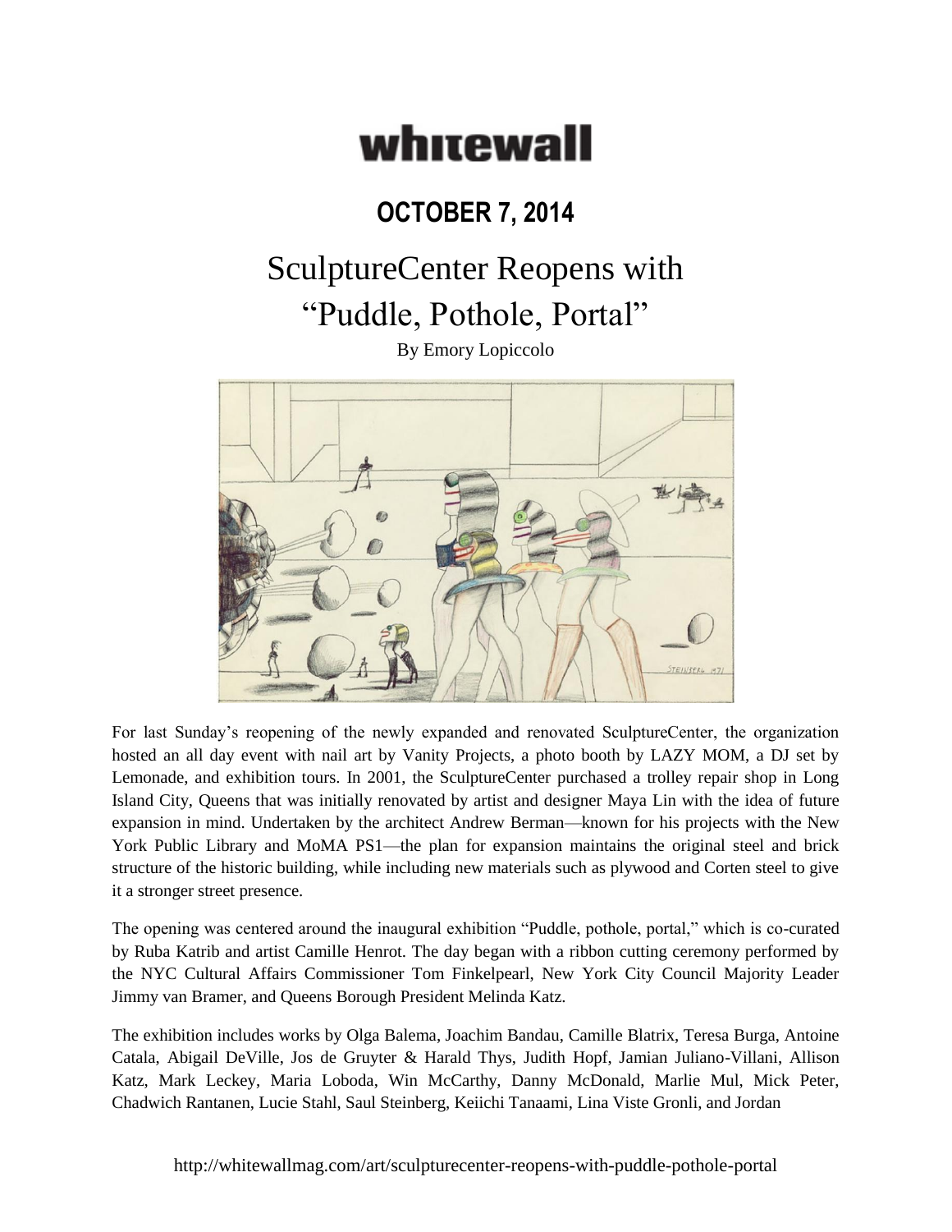# whitewall

## OCTOBER 7, 2014

# SculptureCenter Reopens with "Puddle, Pothole, Portal"

By Emory Lopiccolo

For last Sunday's reopening of the newly expanded and renovated SculptureCenter, the organization hosted an all day event with nail art by Vanity Projects, a photo booth by LAZY MOM, a DJ set by Lemonade, and exhibition tours. In 2001, the SculptureCenter purchased a trolley repair shop in Long Island City, Queens that was initially renovated by artist and designer Maya Lin with the idea of future expansion in mind. Undertaken by the architect Andrew Berman—known for his projects with the New York Public Library and MoMA PS1—the plan for expansion maintains the original steel and brick structure of the historic building, while including new materials such as plywood and Corten steel to give it a stronger street presence.

The opening was centered around the inaugural exhibition "Puddle, pothole, portal," which is co-curated by Ruba Katrib and artist Camille Henrot. The day began with a ribbon cutting ceremony performed by the NYC Cultural Affairs Commissioner Tom Finkelpearl, New York City Council Majority Leader Jimmy van Bramer, and Queens Borough President Melinda Katz.

The exhibition includes works by Olga Balema, Joachim Bandau, Camille Blatrix, Teresa Burga, Antoine Catala, Abigail DeVille, Jos de Gruyter & Harald Thys, Judith Hopf, Jamian Juliano-Villani, Allison Katz, Mark Leckey, Maria Loboda, Win McCarthy, Danny McDonald, Marlie Mul, Mick Peter, Chadwich Rantanen, Lucie Stahl, Saul Steinberg, Keiichi Tanaami, Lina Viste Gronli, and Jordan

http://whitewallmag.com/art/sculpturecenter-reopens-with-puddle-pothole-portal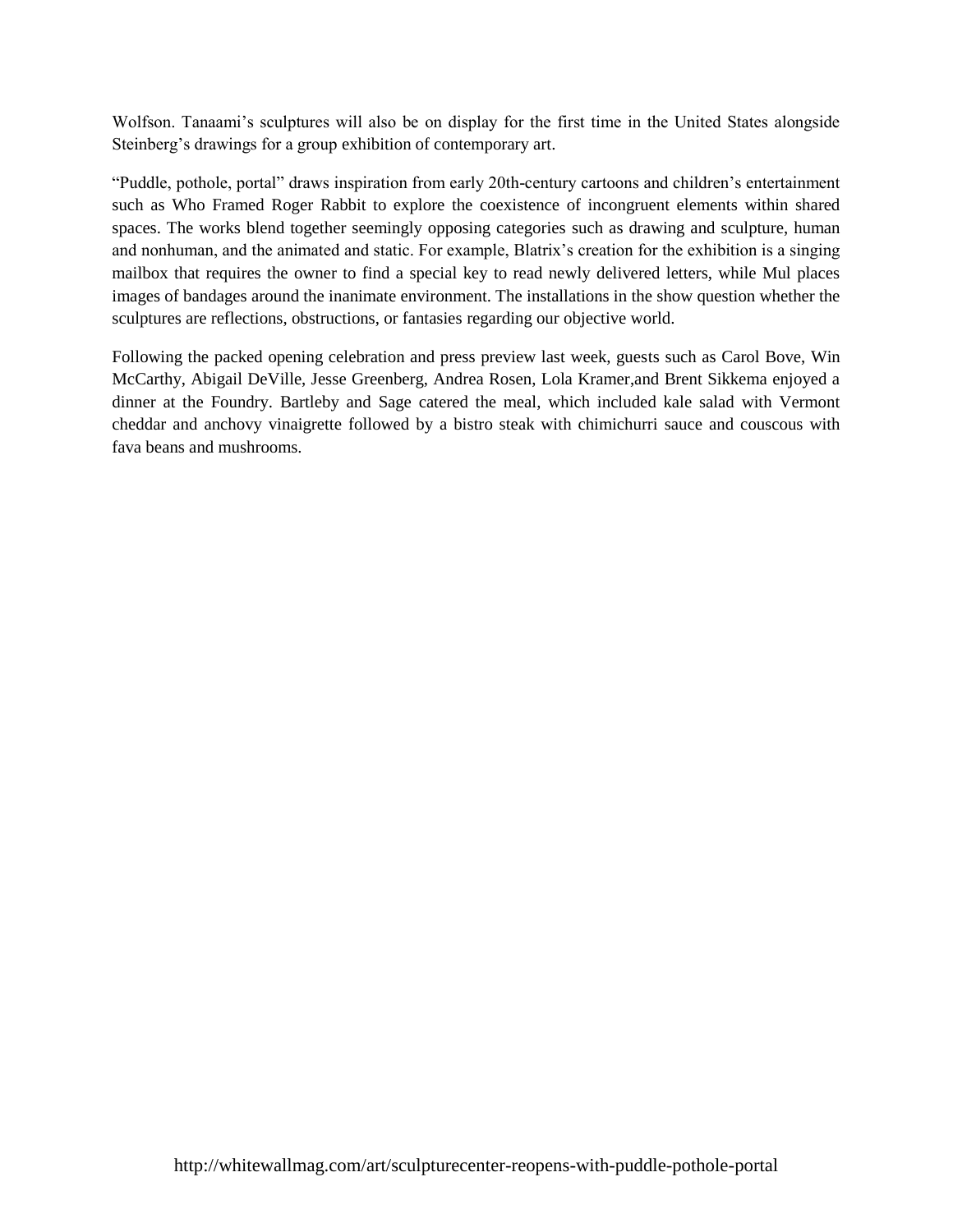Wolfson. Tanaami's sculptures will also be on display for the first time in the United States alongside Steinberg's drawings for a group exhibition of contemporary art.

"Puddle, pothole, portal" draws inspiration from early 20th-century cartoons and children's entertainment such as Who Framed Roger Rabbit to explore the coexistence of incongruent elements within shared spaces. The works blend together seemingly opposing categories such as drawing and sculpture, human and nonhuman, and the animated and static. For example, Blatrix's creation for the exhibition is a singing mailbox that requires the owner to find a special key to read newly delivered letters, while Mul places images of bandages around the inanimate environment. The installations in the show question whether the sculptures are reflections, obstructions, or fantasies regarding our objective world.

Following the packed opening celebration and press preview last week, guests such as Carol Bove, Win McCarthy, Abigail DeVille, Jesse Greenberg, Andrea Rosen, Lola Kramer,and Brent Sikkema enjoyed a dinner at the Foundry. Bartleby and Sage catered the meal, which included kale salad with Vermont cheddar and anchovy vinaigrette followed by a bistro steak with chimichurri sauce and couscous with fava beans and mushrooms.

http://whitewallmag.com/art/sculpturecenter-reopens-with-puddle-pothole-portal